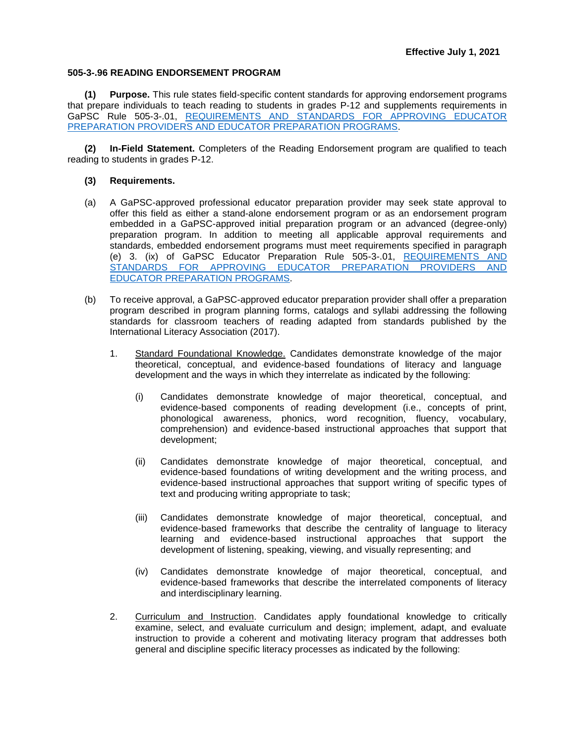**Effective July 1, 2021**

**505-3-.96 READING ENDORSEMENT PROGRAM**

**(1) Purpose.** This rule states field-specific content standards for approving endorsement programs that prepare individuals to teach reading to students in grades P-12 and supplements requirements in GaPSC Rule 505-3-.01, REQUIREMENTS AND STANDARDS FOR APPROVING EDUCATOR PREPARATION PROVIDERS AND EDUCATOR PREPARATION PROGRAMS.

**(2) In-Field Statement.** Completers of the Reading Endorsement program are qualified to teach reading to students in grades P-12.

**(3) Requirements.**

(a) A GaPSC-approved professional educator preparation provider may seek state approval to offer this field as either a stand-alone endorsement program or as an endorsement program embedded in a GaPSC-approved initial preparation program or an advanced (degree-only) preparation program. In addition to meeting all applicable approval requirements and standards, embedded endorsement programs must meet requirements specified in paragraph (e) 3. (ix) of GaPSC Educator Preparation Rule 505-3-.01, REQUIREMENTS AND STANDARDS FOR APPROVING EDUCATOR PREPARATION PROVIDERS AND EDUCATOR PREPARATION PROGRAMS.

(b) To receive approval, a GaPSC-approved educator preparation provider shall offer a preparation program described in program planning forms, catalogs and syllabi addressing the following standards for classroom teachers of reading adapted from standards published by the International Literacy Association (2017).

1. Standard Foundational Knowledge. Candidates demonstrate knowledge of the major theoretical, conceptual, and evidence-based foundations of literacy and language development and the ways in which they interrelate as indicated by the following:

   (i) Candidates demonstrate knowledge of major theoretical, conceptual, and evidence-based components of reading development (i.e., concepts of print, phonological awareness, phonics, word recognition, fluency, vocabulary, comprehension) and evidence-based instructional approaches that support that development;

   (ii) Candidates demonstrate knowledge of major theoretical, conceptual, and evidence-based foundations of writing development and the writing process, and evidence-based instructional approaches that support writing of specific types of text and producing writing appropriate to task;

   (iii) Candidates demonstrate knowledge of major theoretical, conceptual, and evidence-based frameworks that describe the centrality of language to literacy learning and evidence-based instructional approaches that support the development of listening, speaking, viewing, and visually representing; and

   (iv) Candidates demonstrate knowledge of major theoretical, conceptual, and evidence-based frameworks that describe the interrelated components of literacy and interdisciplinary learning.

2. Curriculum and Instruction. Candidates apply foundational knowledge to critically examine, select, and evaluate curriculum and design; implement, adapt, and evaluate instruction to provide a coherent and motivating literacy program that addresses both general and discipline specific literacy processes as indicated by the following: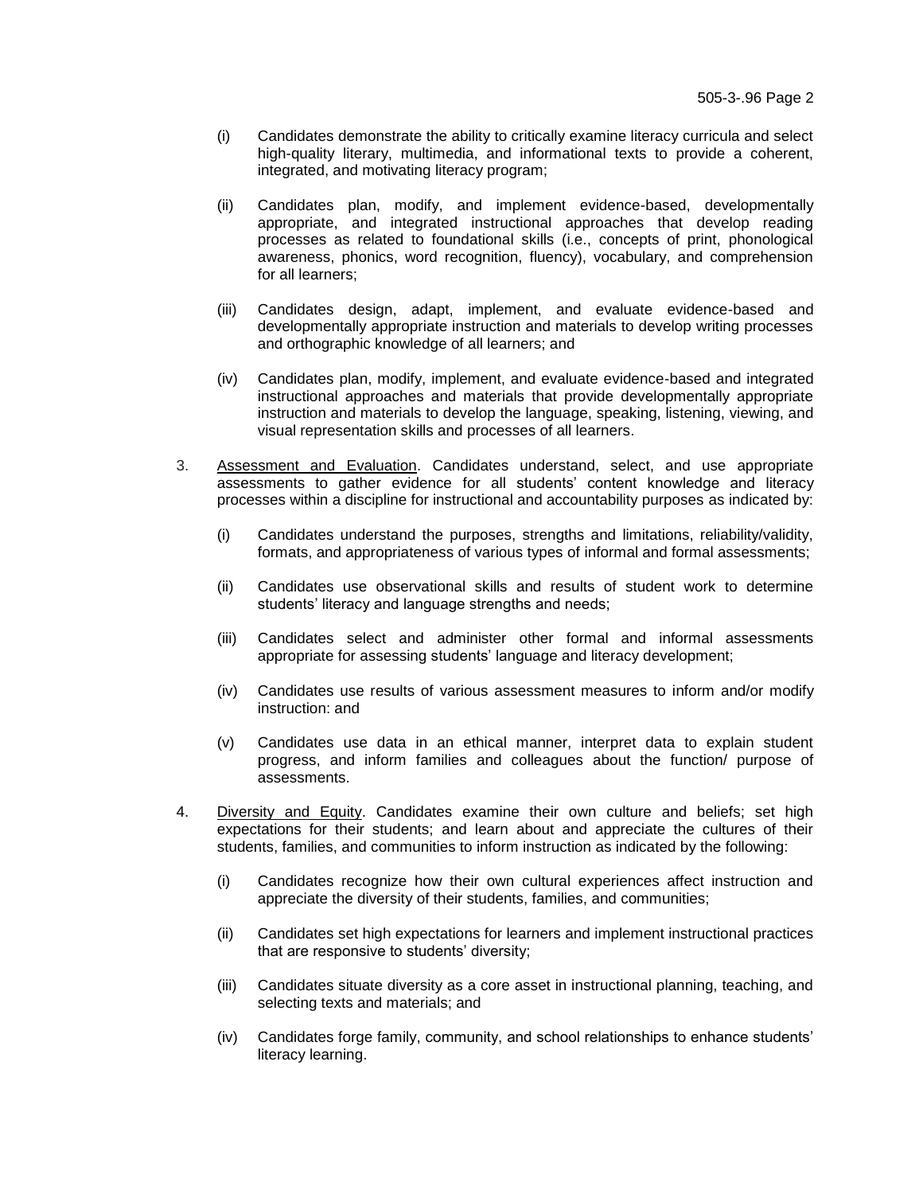(i) Candidates demonstrate the ability to critically examine literacy curricula and select high-quality literary, multimedia, and informational texts to provide a coherent, integrated, and motivating literacy program;

(ii) Candidates plan, modify, and implement evidence-based, developmentally appropriate, and integrated instructional approaches that develop reading processes as related to foundational skills (i.e., concepts of print, phonological awareness, phonics, word recognition, fluency), vocabulary, and comprehension for all learners;

(iii) Candidates design, adapt, implement, and evaluate evidence-based and developmentally appropriate instruction and materials to develop writing processes and orthographic knowledge of all learners; and

(iv) Candidates plan, modify, implement, and evaluate evidence-based and integrated instructional approaches and materials that provide developmentally appropriate instruction and materials to develop the language, speaking, listening, viewing, and visual representation skills and processes of all learners.

3. Assessment and Evaluation. Candidates understand, select, and use appropriate assessments to gather evidence for all students' content knowledge and literacy processes within a discipline for instructional and accountability purposes as indicated by:

   (i) Candidates understand the purposes, strengths and limitations, reliability/validity, formats, and appropriateness of various types of informal and formal assessments;

   (ii) Candidates use observational skills and results of student work to determine students' literacy and language strengths and needs;

   (iii) Candidates select and administer other formal and informal assessments appropriate for assessing students' language and literacy development;

   (iv) Candidates use results of various assessment measures to inform and/or modify instruction: and

   (v) Candidates use data in an ethical manner, interpret data to explain student progress, and inform families and colleagues about the function/ purpose of assessments.

4. Diversity and Equity. Candidates examine their own culture and beliefs; set high expectations for their students; and learn about and appreciate the cultures of their students, families, and communities to inform instruction as indicated by the following:

   (i) Candidates recognize how their own cultural experiences affect instruction and appreciate the diversity of their students, families, and communities;

   (ii) Candidates set high expectations for learners and implement instructional practices that are responsive to students' diversity;

   (iii) Candidates situate diversity as a core asset in instructional planning, teaching, and selecting texts and materials; and

   (iv) Candidates forge family, community, and school relationships to enhance students' literacy learning.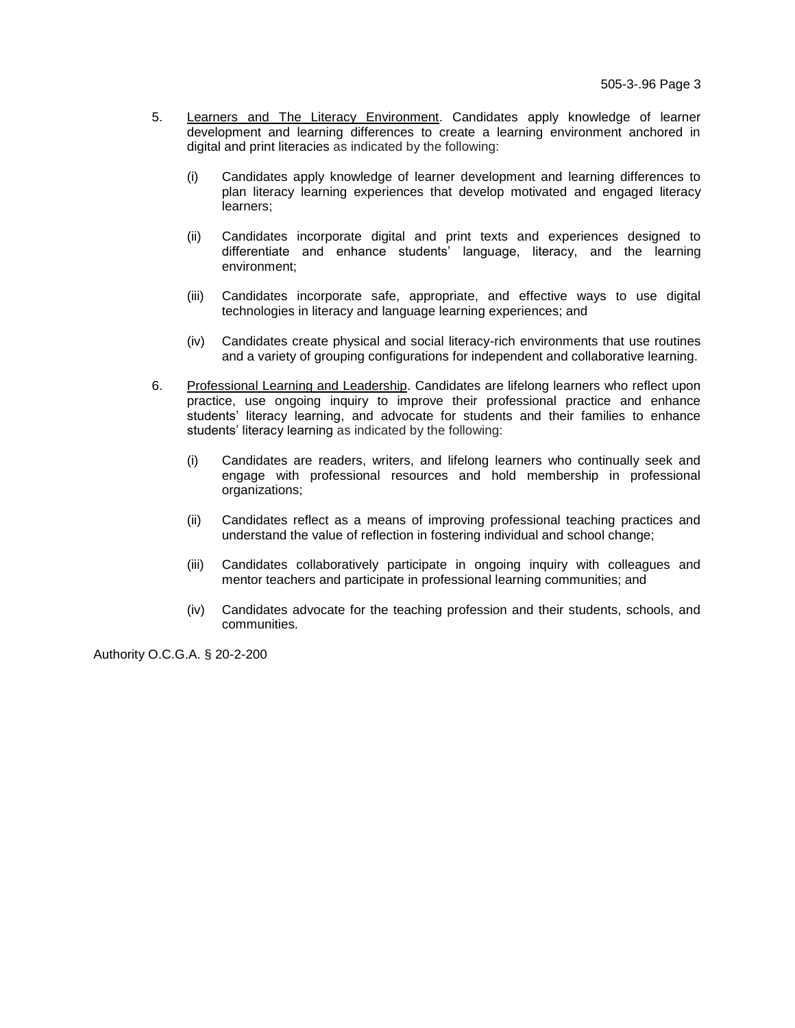5. Learners and The Literacy Environment. Candidates apply knowledge of learner development and learning differences to create a learning environment anchored in digital and print literacies as indicated by the following:

   (i) Candidates apply knowledge of learner development and learning differences to plan literacy learning experiences that develop motivated and engaged literacy learners;

   (ii) Candidates incorporate digital and print texts and experiences designed to differentiate and enhance students' language, literacy, and the learning environment;

   (iii) Candidates incorporate safe, appropriate, and effective ways to use digital technologies in literacy and language learning experiences; and

   (iv) Candidates create physical and social literacy-rich environments that use routines and a variety of grouping configurations for independent and collaborative learning.

6. Professional Learning and Leadership. Candidates are lifelong learners who reflect upon practice, use ongoing inquiry to improve their professional practice and enhance students' literacy learning, and advocate for students and their families to enhance students' literacy learning as indicated by the following:

   (i) Candidates are readers, writers, and lifelong learners who continually seek and engage with professional resources and hold membership in professional organizations;

   (ii) Candidates reflect as a means of improving professional teaching practices and understand the value of reflection in fostering individual and school change;

   (iii) Candidates collaboratively participate in ongoing inquiry with colleagues and mentor teachers and participate in professional learning communities; and

   (iv) Candidates advocate for the teaching profession and their students, schools, and communities.

Authority O.C.G.A. § 20-2-200